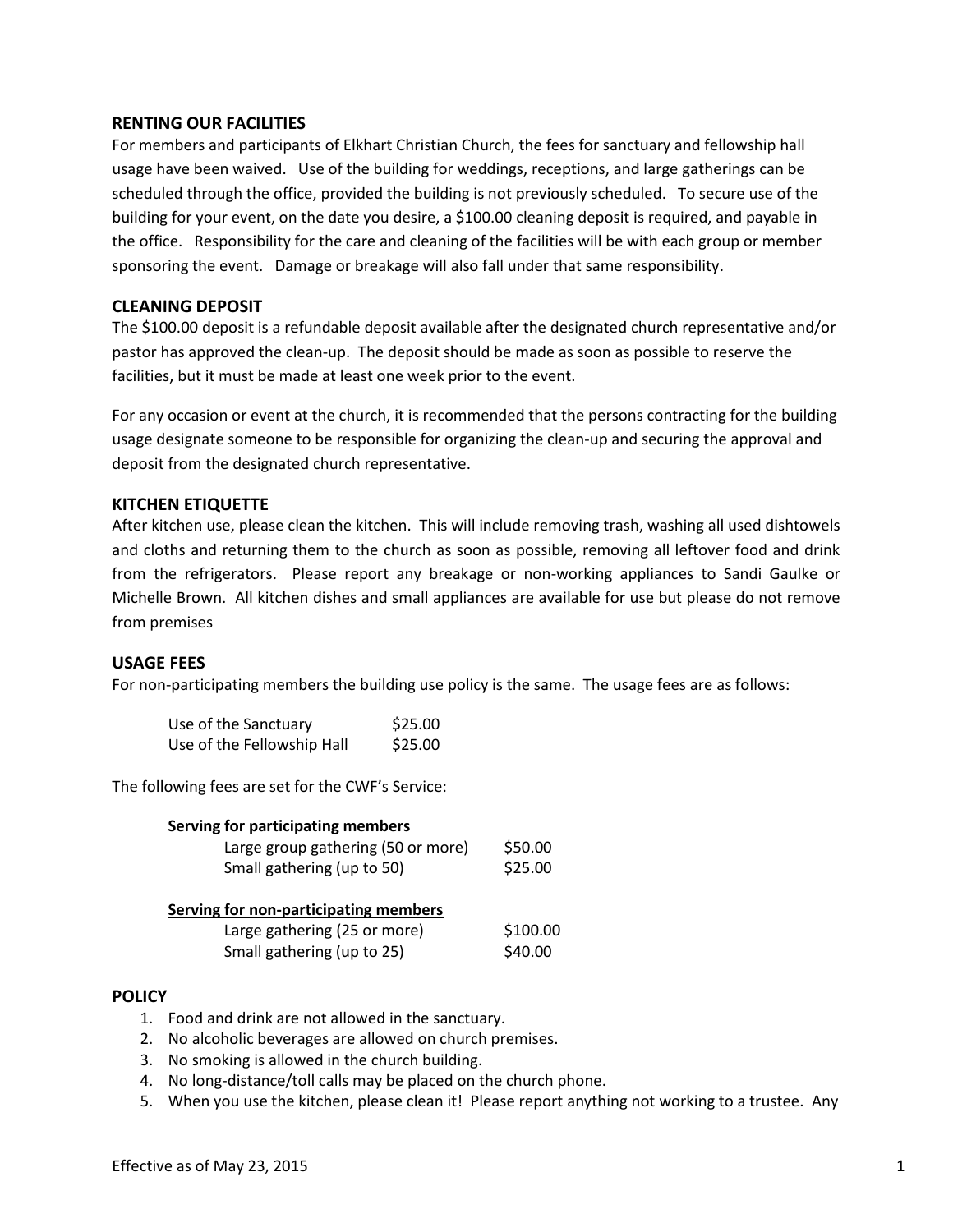## RENTING OUR FACILITIES

For members and participants of Elkhart Christian Church, the fees for sanctuary and fellowship hall usage have been waived. Use of the building for weddings, receptions, and large gatherings can be scheduled through the office, provided the building is not previously scheduled. To secure use of the building for your event, on the date you desire, a $100.00 cleaning deposit is required, and payable in the office. Responsibility for the care and cleaning of the facilities will be with each group or member sponsoring the event. Damage or breakage will also fall under that same responsibility.

## CLEANING DEPOSIT

The $100.00 deposit is a refundable deposit available after the designated church representative and/or pastor has approved the clean-up. The deposit should be made as soon as possible to reserve the facilities, but it must be made at least one week prior to the event.

For any occasion or event at the church, it is recommended that the persons contracting for the building usage designate someone to be responsible for organizing the clean-up and securing the approval and deposit from the designated church representative.

## KITCHEN ETIQUETTE

After kitchen use, please clean the kitchen. This will include removing trash, washing all used dishtowels and cloths and returning them to the church as soon as possible, removing all leftover food and drink from the refrigerators. Please report any breakage or non-working appliances to Sandi Gaulke or Michelle Brown. All kitchen dishes and small appliances are available for use but please do not remove from premises

## USAGE FEES

For non-participating members the building use policy is the same. The usage fees are as follows:

| | |
|---|---|
| Use of the Sanctuary | $25.00 |
| Use of the Fellowship Hall | $25.00 |

The following fees are set for the CWF's Service:

**Serving for participating members**

| | |
|---|---|
| Large group gathering (50 or more) | $50.00 |
| Small gathering (up to 50) | $25.00 |

**Serving for non-participating members**

| | |
|---|---|
| Large gathering (25 or more) | $100.00 |
| Small gathering (up to 25) | $40.00 |

## POLICY

1. Food and drink are not allowed in the sanctuary.
2. No alcoholic beverages are allowed on church premises.
3. No smoking is allowed in the church building.
4. No long-distance/toll calls may be placed on the church phone.
5. When you use the kitchen, please clean it! Please report anything not working to a trustee. Any

Effective as of May 23, 2015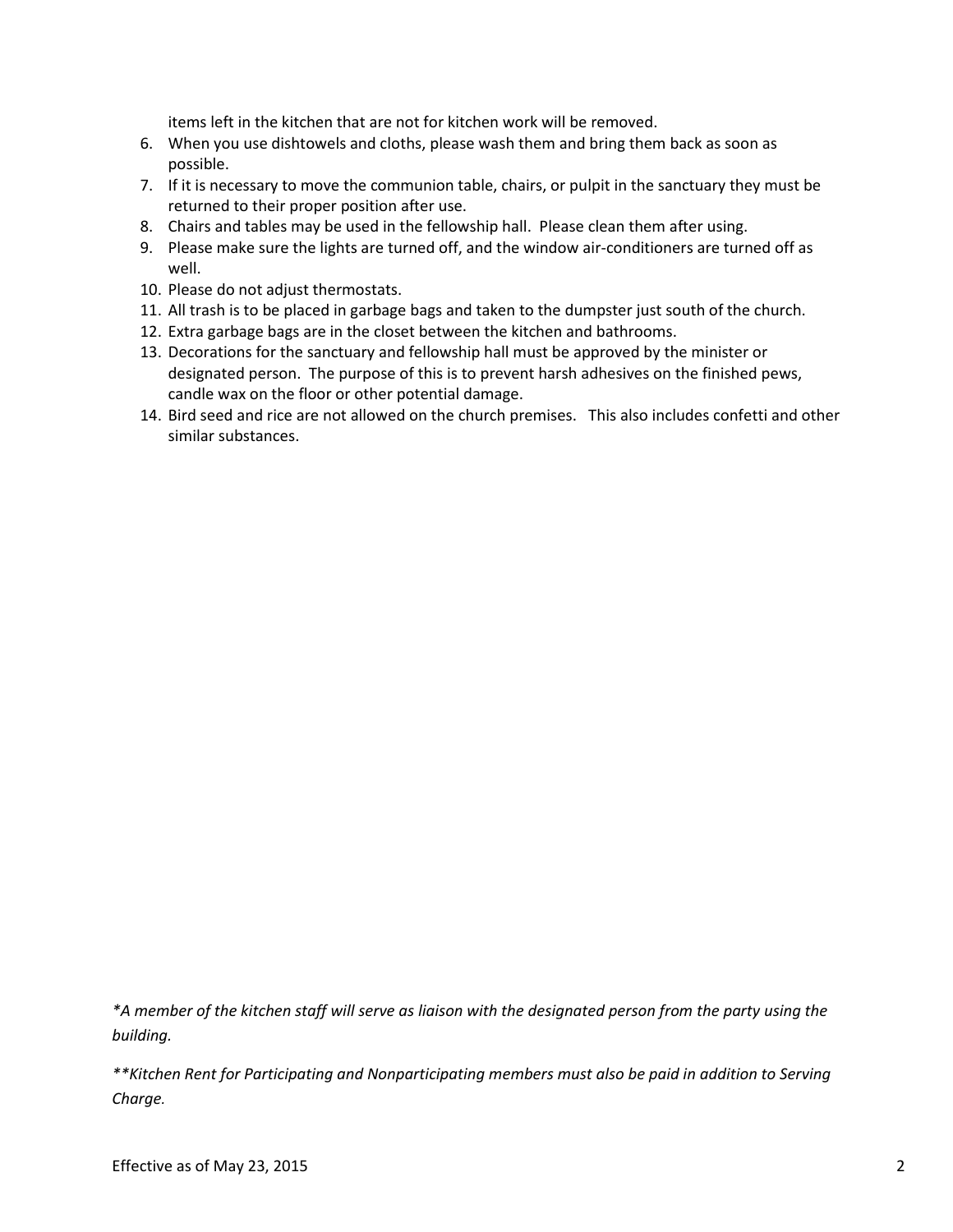items left in the kitchen that are not for kitchen work will be removed.

6. When you use dishtowels and cloths, please wash them and bring them back as soon as possible.
7. If it is necessary to move the communion table, chairs, or pulpit in the sanctuary they must be returned to their proper position after use.
8. Chairs and tables may be used in the fellowship hall. Please clean them after using.
9. Please make sure the lights are turned off, and the window air-conditioners are turned off as well.
10. Please do not adjust thermostats.
11. All trash is to be placed in garbage bags and taken to the dumpster just south of the church.
12. Extra garbage bags are in the closet between the kitchen and bathrooms.
13. Decorations for the sanctuary and fellowship hall must be approved by the minister or designated person. The purpose of this is to prevent harsh adhesives on the finished pews, candle wax on the floor or other potential damage.
14. Bird seed and rice are not allowed on the church premises. This also includes confetti and other similar substances.

*\*A member of the kitchen staff will serve as liaison with the designated person from the party using the building.*

*\*\*Kitchen Rent for Participating and Nonparticipating members must also be paid in addition to Serving Charge.*

Effective as of May 23, 2015